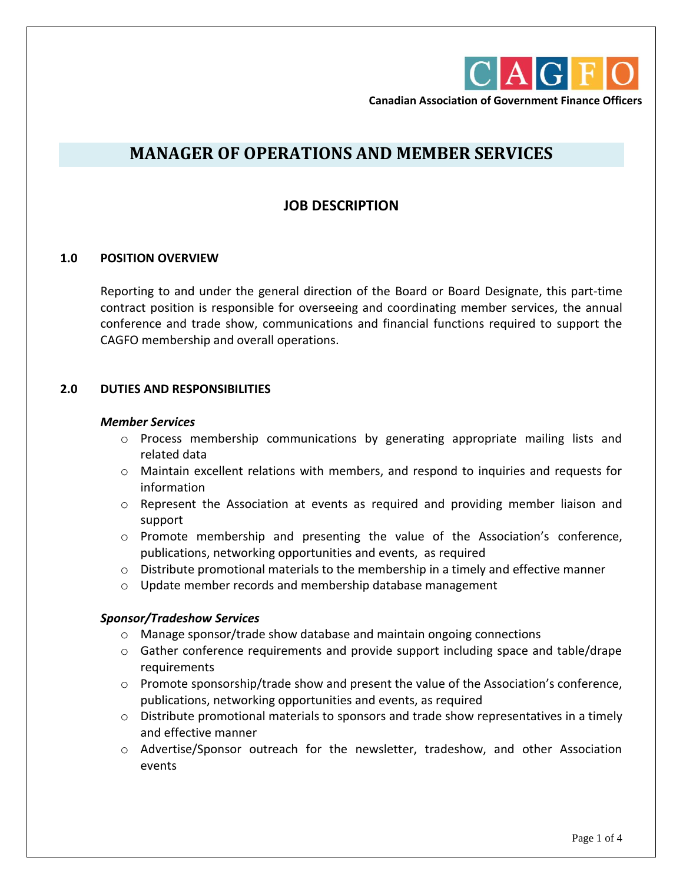CAGFO

**Canadian Association of Government Finance Officers**

# MANAGER OF OPERATIONS AND MEMBER SERVICES

## JOB DESCRIPTION

### 1.0 POSITION OVERVIEW

Reporting to and under the general direction of the Board or Board Designate, this part-time contract position is responsible for overseeing and coordinating member services, the annual conference and trade show, communications and financial functions required to support the CAGFO membership and overall operations.

### 2.0 DUTIES AND RESPONSIBILITIES

***Member Services***

- Process membership communications by generating appropriate mailing lists and related data
- Maintain excellent relations with members, and respond to inquiries and requests for information
- Represent the Association at events as required and providing member liaison and support
- Promote membership and presenting the value of the Association's conference, publications, networking opportunities and events, as required
- Distribute promotional materials to the membership in a timely and effective manner
- Update member records and membership database management

***Sponsor/Tradeshow Services***

- Manage sponsor/trade show database and maintain ongoing connections
- Gather conference requirements and provide support including space and table/drape requirements
- Promote sponsorship/trade show and present the value of the Association's conference, publications, networking opportunities and events, as required
- Distribute promotional materials to sponsors and trade show representatives in a timely and effective manner
- Advertise/Sponsor outreach for the newsletter, tradeshow, and other Association events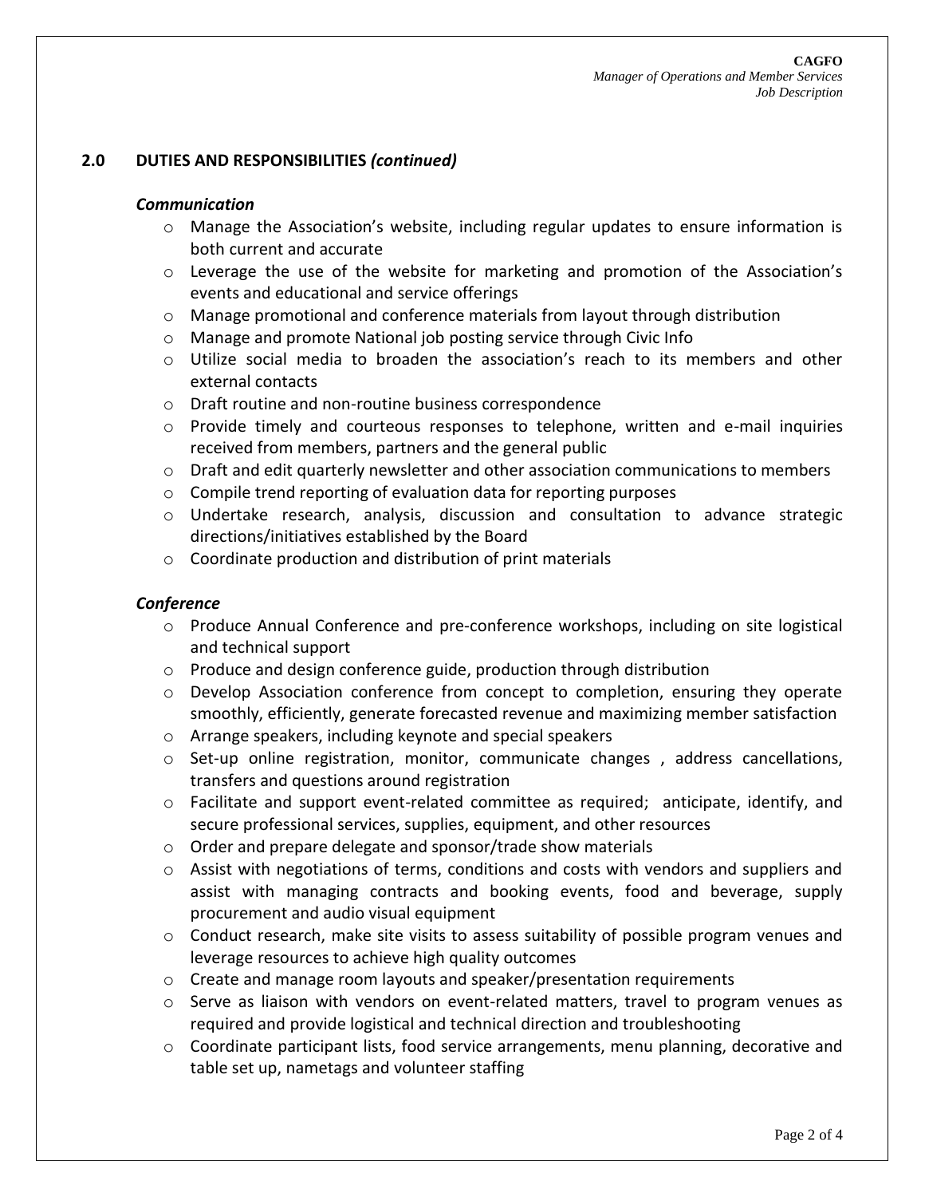## 2.0 DUTIES AND RESPONSIBILITIES *(continued)*

### *Communication*

- Manage the Association's website, including regular updates to ensure information is both current and accurate
- Leverage the use of the website for marketing and promotion of the Association's events and educational and service offerings
- Manage promotional and conference materials from layout through distribution
- Manage and promote National job posting service through Civic Info
- Utilize social media to broaden the association's reach to its members and other external contacts
- Draft routine and non-routine business correspondence
- Provide timely and courteous responses to telephone, written and e-mail inquiries received from members, partners and the general public
- Draft and edit quarterly newsletter and other association communications to members
- Compile trend reporting of evaluation data for reporting purposes
- Undertake research, analysis, discussion and consultation to advance strategic directions/initiatives established by the Board
- Coordinate production and distribution of print materials

### *Conference*

- Produce Annual Conference and pre-conference workshops, including on site logistical and technical support
- Produce and design conference guide, production through distribution
- Develop Association conference from concept to completion, ensuring they operate smoothly, efficiently, generate forecasted revenue and maximizing member satisfaction
- Arrange speakers, including keynote and special speakers
- Set-up online registration, monitor, communicate changes , address cancellations, transfers and questions around registration
- Facilitate and support event-related committee as required; anticipate, identify, and secure professional services, supplies, equipment, and other resources
- Order and prepare delegate and sponsor/trade show materials
- Assist with negotiations of terms, conditions and costs with vendors and suppliers and assist with managing contracts and booking events, food and beverage, supply procurement and audio visual equipment
- Conduct research, make site visits to assess suitability of possible program venues and leverage resources to achieve high quality outcomes
- Create and manage room layouts and speaker/presentation requirements
- Serve as liaison with vendors on event-related matters, travel to program venues as required and provide logistical and technical direction and troubleshooting
- Coordinate participant lists, food service arrangements, menu planning, decorative and table set up, nametags and volunteer staffing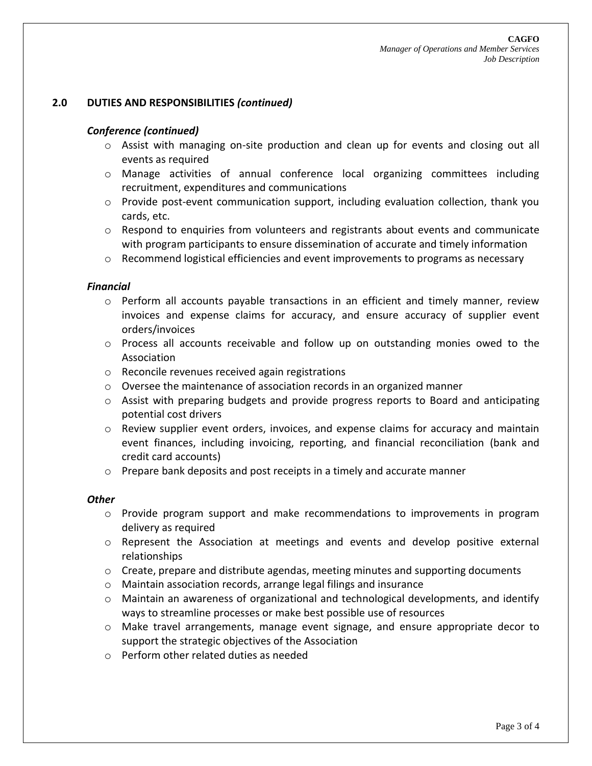## 2.0 DUTIES AND RESPONSIBILITIES *(continued)*

### *Conference (continued)*

- Assist with managing on-site production and clean up for events and closing out all events as required
- Manage activities of annual conference local organizing committees including recruitment, expenditures and communications
- Provide post-event communication support, including evaluation collection, thank you cards, etc.
- Respond to enquiries from volunteers and registrants about events and communicate with program participants to ensure dissemination of accurate and timely information
- Recommend logistical efficiencies and event improvements to programs as necessary

### *Financial*

- Perform all accounts payable transactions in an efficient and timely manner, review invoices and expense claims for accuracy, and ensure accuracy of supplier event orders/invoices
- Process all accounts receivable and follow up on outstanding monies owed to the Association
- Reconcile revenues received again registrations
- Oversee the maintenance of association records in an organized manner
- Assist with preparing budgets and provide progress reports to Board and anticipating potential cost drivers
- Review supplier event orders, invoices, and expense claims for accuracy and maintain event finances, including invoicing, reporting, and financial reconciliation (bank and credit card accounts)
- Prepare bank deposits and post receipts in a timely and accurate manner

### *Other*

- Provide program support and make recommendations to improvements in program delivery as required
- Represent the Association at meetings and events and develop positive external relationships
- Create, prepare and distribute agendas, meeting minutes and supporting documents
- Maintain association records, arrange legal filings and insurance
- Maintain an awareness of organizational and technological developments, and identify ways to streamline processes or make best possible use of resources
- Make travel arrangements, manage event signage, and ensure appropriate decor to support the strategic objectives of the Association
- Perform other related duties as needed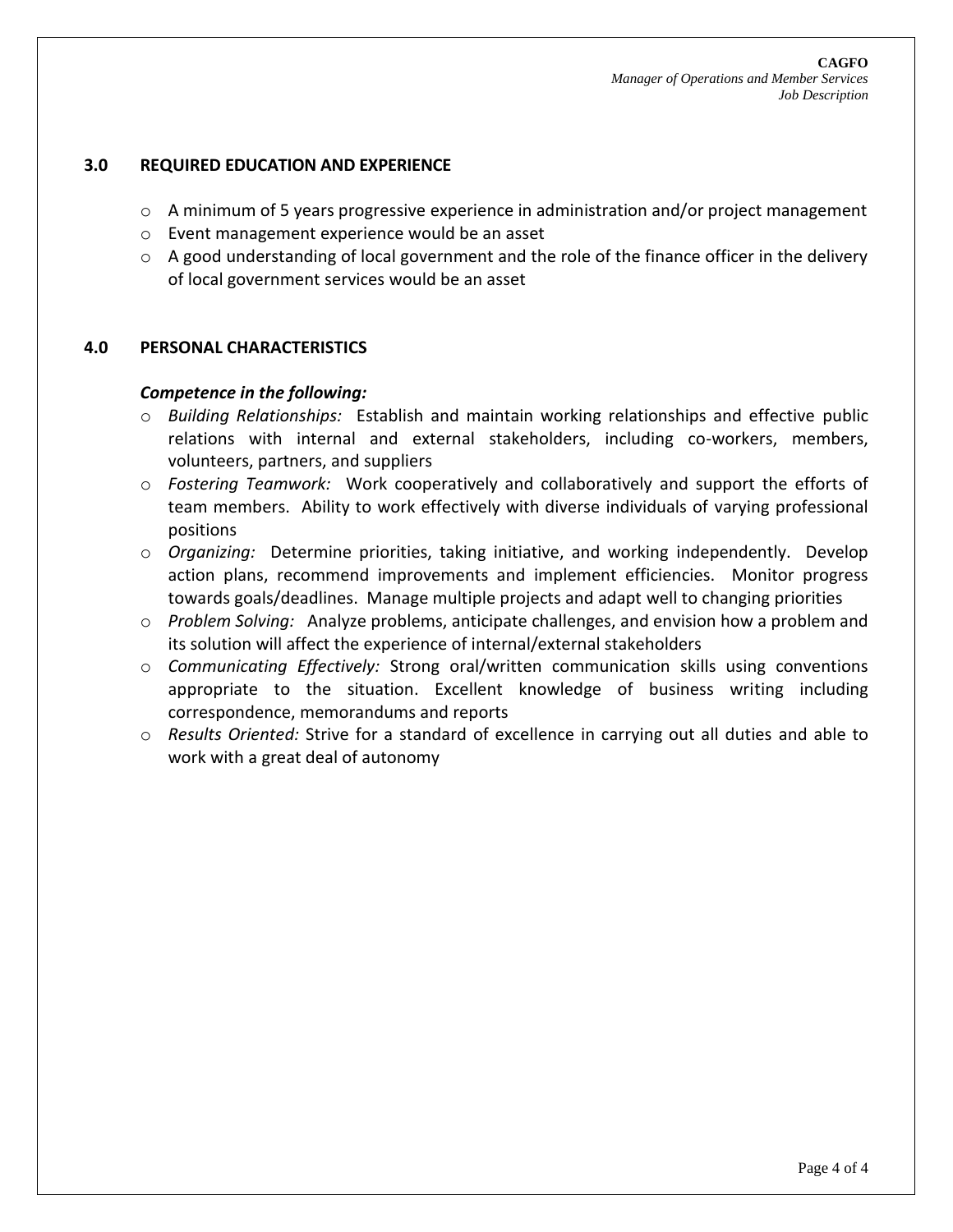## 3.0 REQUIRED EDUCATION AND EXPERIENCE

- A minimum of 5 years progressive experience in administration and/or project management
- Event management experience would be an asset
- A good understanding of local government and the role of the finance officer in the delivery of local government services would be an asset

## 4.0 PERSONAL CHARACTERISTICS

***Competence in the following:***

- *Building Relationships:* Establish and maintain working relationships and effective public relations with internal and external stakeholders, including co-workers, members, volunteers, partners, and suppliers
- *Fostering Teamwork:* Work cooperatively and collaboratively and support the efforts of team members. Ability to work effectively with diverse individuals of varying professional positions
- *Organizing:* Determine priorities, taking initiative, and working independently. Develop action plans, recommend improvements and implement efficiencies. Monitor progress towards goals/deadlines. Manage multiple projects and adapt well to changing priorities
- *Problem Solving:* Analyze problems, anticipate challenges, and envision how a problem and its solution will affect the experience of internal/external stakeholders
- *Communicating Effectively:* Strong oral/written communication skills using conventions appropriate to the situation. Excellent knowledge of business writing including correspondence, memorandums and reports
- *Results Oriented:* Strive for a standard of excellence in carrying out all duties and able to work with a great deal of autonomy